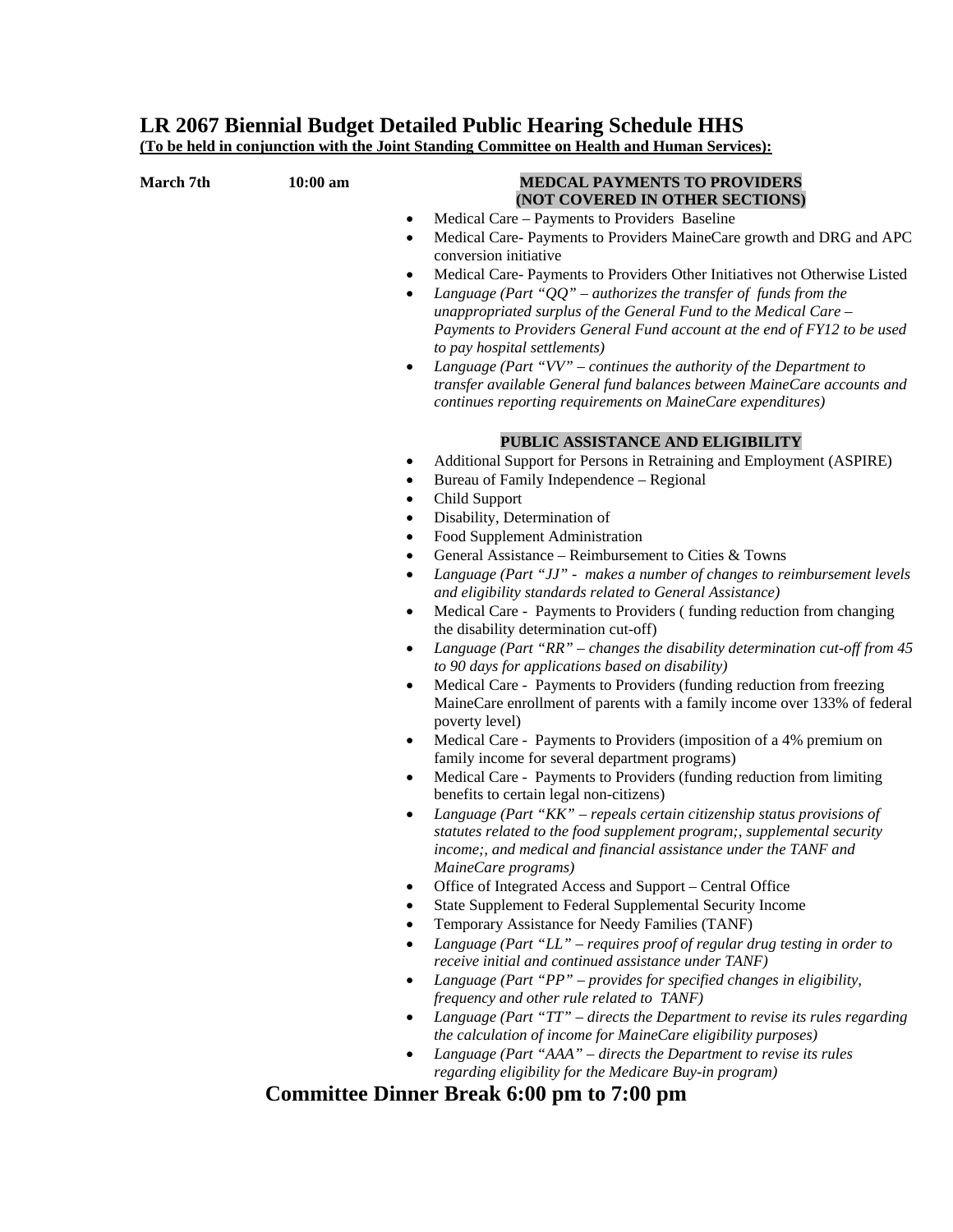# LR 2067 Biennial Budget Detailed Public Hearing Schedule HHS

**(To be held in conjunction with the Joint Standing Committee on Health and Human Services):**

**March 7th** **10:00 am**

**MEDCAL PAYMENTS TO PROVIDERS (NOT COVERED IN OTHER SECTIONS)**

- Medical Care – Payments to Providers Baseline
- Medical Care- Payments to Providers MaineCare growth and DRG and APC conversion initiative
- Medical Care- Payments to Providers Other Initiatives not Otherwise Listed
- *Language (Part "QQ" – authorizes the transfer of funds from the unappropriated surplus of the General Fund to the Medical Care – Payments to Providers General Fund account at the end of FY12 to be used to pay hospital settlements)*
- *Language (Part "VV" – continues the authority of the Department to transfer available General fund balances between MaineCare accounts and continues reporting requirements on MaineCare expenditures)*

**PUBLIC ASSISTANCE AND ELIGIBILITY**

- Additional Support for Persons in Retraining and Employment (ASPIRE)
- Bureau of Family Independence – Regional
- Child Support
- Disability, Determination of
- Food Supplement Administration
- General Assistance – Reimbursement to Cities & Towns
- *Language (Part "JJ" - makes a number of changes to reimbursement levels and eligibility standards related to General Assistance)*
- Medical Care - Payments to Providers ( funding reduction from changing the disability determination cut-off)
- *Language (Part "RR" – changes the disability determination cut-off from 45 to 90 days for applications based on disability)*
- Medical Care - Payments to Providers (funding reduction from freezing MaineCare enrollment of parents with a family income over 133% of federal poverty level)
- Medical Care - Payments to Providers (imposition of a 4% premium on family income for several department programs)
- Medical Care - Payments to Providers (funding reduction from limiting benefits to certain legal non-citizens)
- *Language (Part "KK" – repeals certain citizenship status provisions of statutes related to the food supplement program;, supplemental security income;, and medical and financial assistance under the TANF and MaineCare programs)*
- Office of Integrated Access and Support – Central Office
- State Supplement to Federal Supplemental Security Income
- Temporary Assistance for Needy Families (TANF)
- *Language (Part "LL" – requires proof of regular drug testing in order to receive initial and continued assistance under TANF)*
- *Language (Part "PP" – provides for specified changes in eligibility, frequency and other rule related to TANF)*
- *Language (Part "TT" – directs the Department to revise its rules regarding the calculation of income for MaineCare eligibility purposes)*
- *Language (Part "AAA" – directs the Department to revise its rules regarding eligibility for the Medicare Buy-in program)*

**Committee Dinner Break 6:00 pm to 7:00 pm**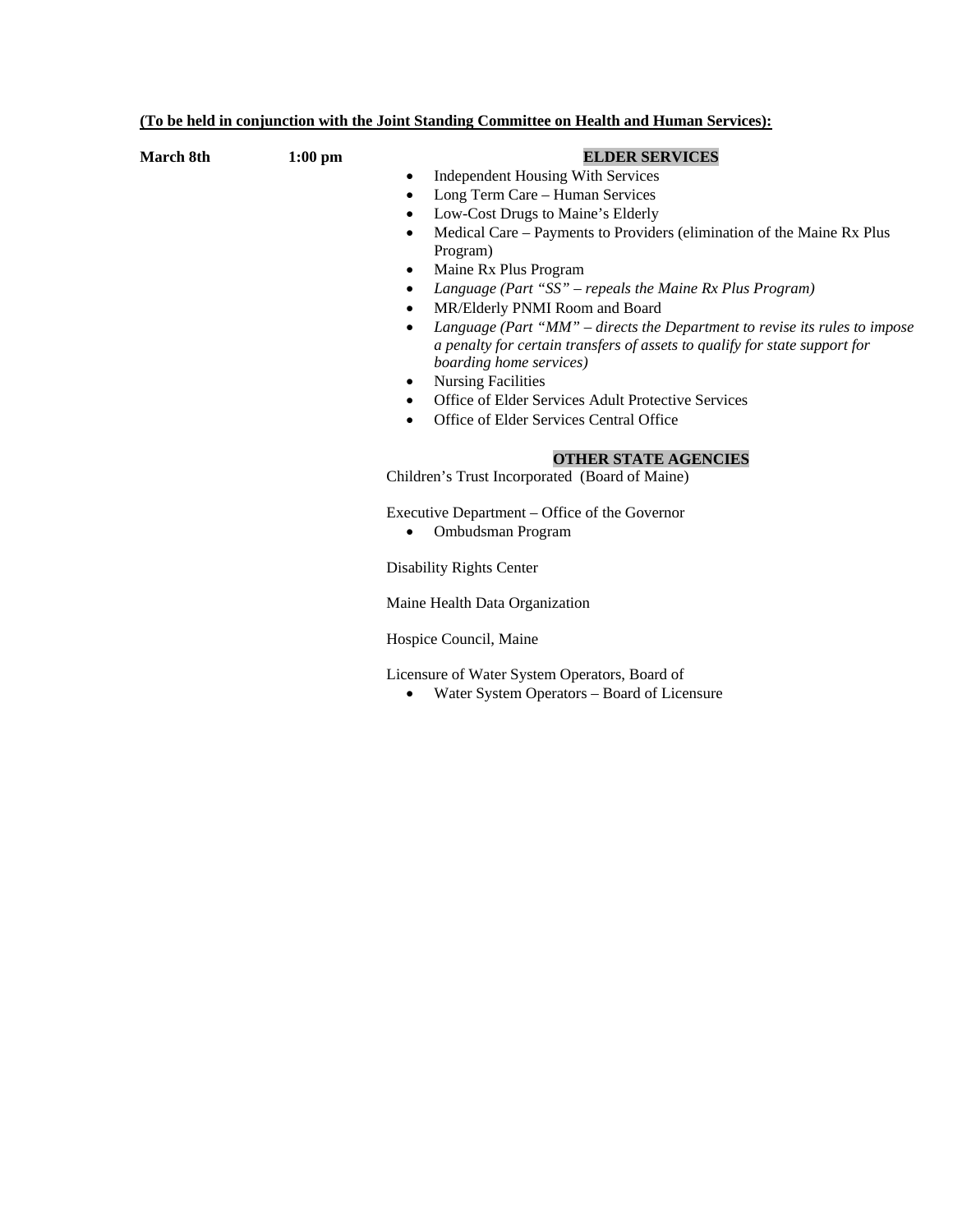**(To be held in conjunction with the Joint Standing Committee on Health and Human Services):**

**March 8th** **1:00 pm**

**ELDER SERVICES**

- Independent Housing With Services
- Long Term Care – Human Services
- Low-Cost Drugs to Maine's Elderly
- Medical Care – Payments to Providers (elimination of the Maine Rx Plus Program)
- Maine Rx Plus Program
- *Language (Part "SS" – repeals the Maine Rx Plus Program)*
- MR/Elderly PNMI Room and Board
- *Language (Part "MM" – directs the Department to revise its rules to impose a penalty for certain transfers of assets to qualify for state support for boarding home services)*
- Nursing Facilities
- Office of Elder Services Adult Protective Services
- Office of Elder Services Central Office

**OTHER STATE AGENCIES**

Children's Trust Incorporated (Board of Maine)

Executive Department – Office of the Governor

- Ombudsman Program

Disability Rights Center

Maine Health Data Organization

Hospice Council, Maine

Licensure of Water System Operators, Board of

- Water System Operators – Board of Licensure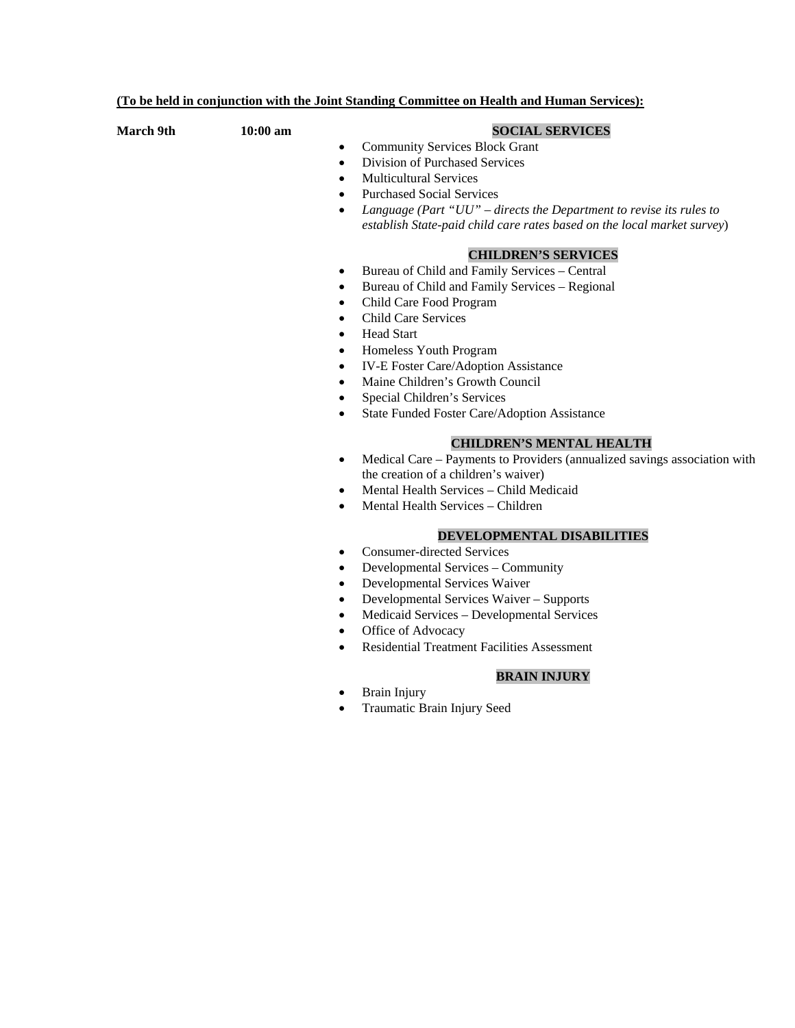**(To be held in conjunction with the Joint Standing Committee on Health and Human Services):**

**March 9th** **10:00 am**

**SOCIAL SERVICES**

- Community Services Block Grant
- Division of Purchased Services
- Multicultural Services
- Purchased Social Services
- *Language (Part "UU" – directs the Department to revise its rules to establish State-paid child care rates based on the local market survey*)

**CHILDREN'S SERVICES**

- Bureau of Child and Family Services – Central
- Bureau of Child and Family Services – Regional
- Child Care Food Program
- Child Care Services
- Head Start
- Homeless Youth Program
- IV-E Foster Care/Adoption Assistance
- Maine Children's Growth Council
- Special Children's Services
- State Funded Foster Care/Adoption Assistance

**CHILDREN'S MENTAL HEALTH**

- Medical Care – Payments to Providers (annualized savings association with the creation of a children's waiver)
- Mental Health Services – Child Medicaid
- Mental Health Services – Children

**DEVELOPMENTAL DISABILITIES**

- Consumer-directed Services
- Developmental Services – Community
- Developmental Services Waiver
- Developmental Services Waiver – Supports
- Medicaid Services – Developmental Services
- Office of Advocacy
- Residential Treatment Facilities Assessment

**BRAIN INJURY**

- Brain Injury
- Traumatic Brain Injury Seed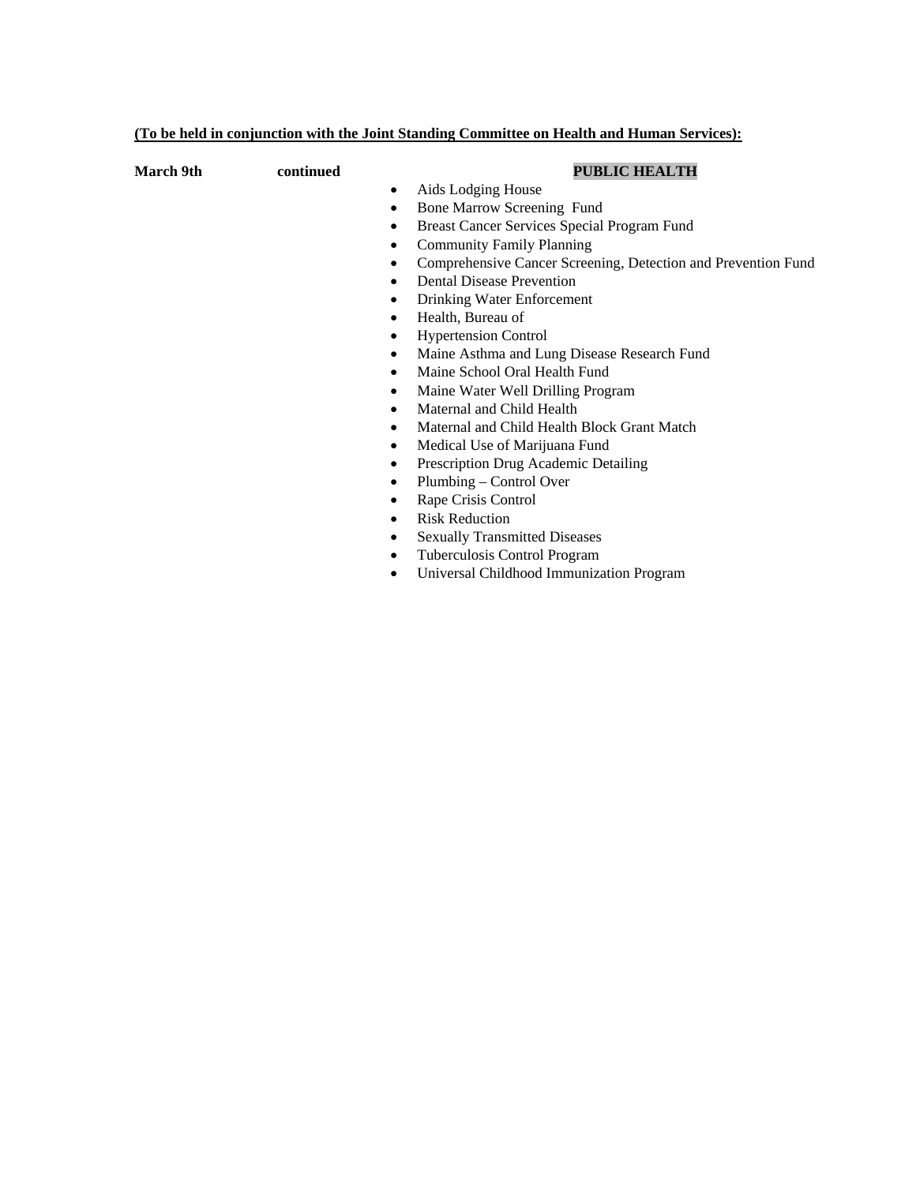**(To be held in conjunction with the Joint Standing Committee on Health and Human Services):**

**March 9th** **continued** **PUBLIC HEALTH**

- Aids Lodging House
- Bone Marrow Screening Fund
- Breast Cancer Services Special Program Fund
- Community Family Planning
- Comprehensive Cancer Screening, Detection and Prevention Fund
- Dental Disease Prevention
- Drinking Water Enforcement
- Health, Bureau of
- Hypertension Control
- Maine Asthma and Lung Disease Research Fund
- Maine School Oral Health Fund
- Maine Water Well Drilling Program
- Maternal and Child Health
- Maternal and Child Health Block Grant Match
- Medical Use of Marijuana Fund
- Prescription Drug Academic Detailing
- Plumbing – Control Over
- Rape Crisis Control
- Risk Reduction
- Sexually Transmitted Diseases
- Tuberculosis Control Program
- Universal Childhood Immunization Program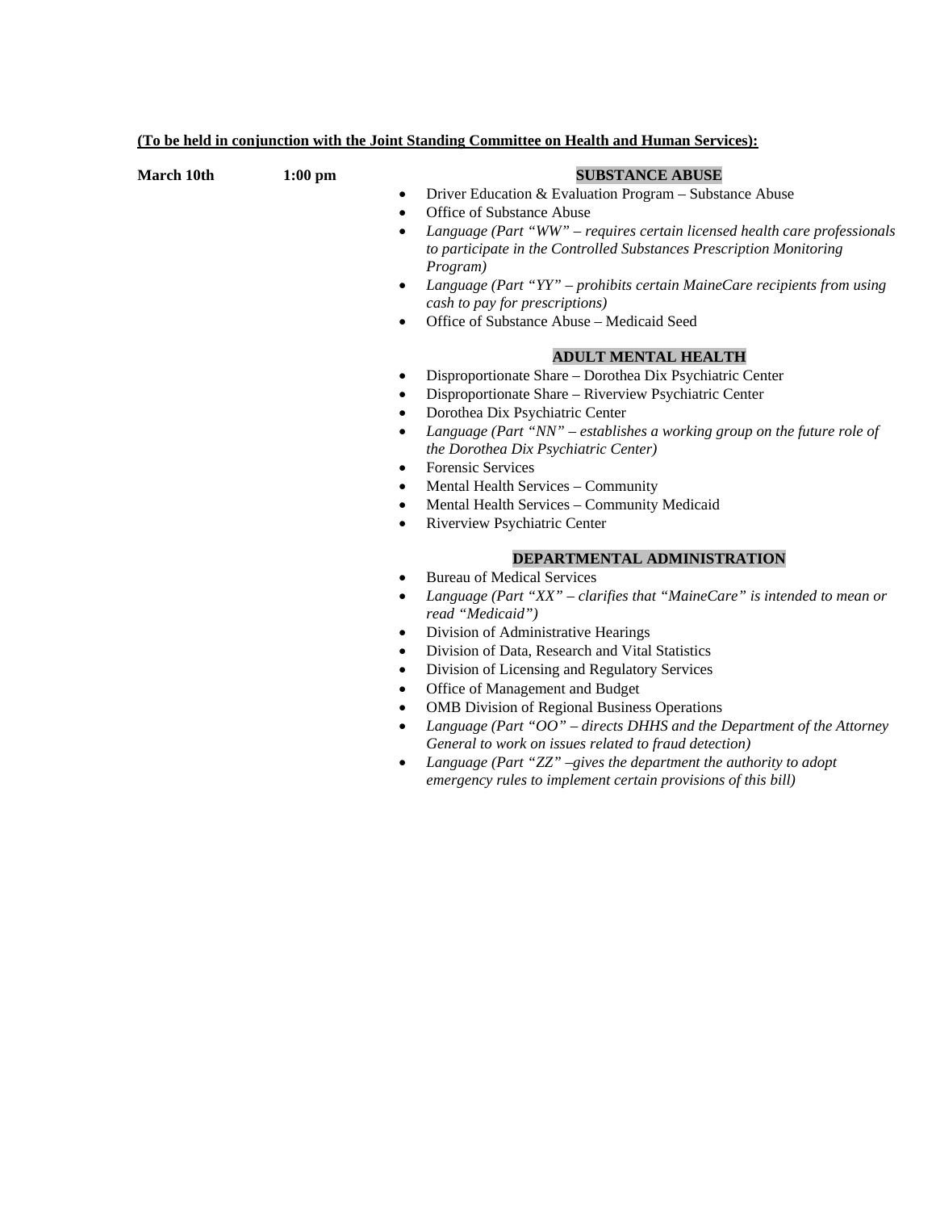**(To be held in conjunction with the Joint Standing Committee on Health and Human Services):**

**March 10th** **1:00 pm**

**SUBSTANCE ABUSE**

- Driver Education & Evaluation Program – Substance Abuse
- Office of Substance Abuse
- *Language (Part "WW" – requires certain licensed health care professionals to participate in the Controlled Substances Prescription Monitoring Program)*
- *Language (Part "YY" – prohibits certain MaineCare recipients from using cash to pay for prescriptions)*
- Office of Substance Abuse – Medicaid Seed

**ADULT MENTAL HEALTH**

- Disproportionate Share – Dorothea Dix Psychiatric Center
- Disproportionate Share – Riverview Psychiatric Center
- Dorothea Dix Psychiatric Center
- *Language (Part "NN" – establishes a working group on the future role of the Dorothea Dix Psychiatric Center)*
- Forensic Services
- Mental Health Services – Community
- Mental Health Services – Community Medicaid
- Riverview Psychiatric Center

**DEPARTMENTAL ADMINISTRATION**

- Bureau of Medical Services
- *Language (Part "XX" – clarifies that "MaineCare" is intended to mean or read "Medicaid")*
- Division of Administrative Hearings
- Division of Data, Research and Vital Statistics
- Division of Licensing and Regulatory Services
- Office of Management and Budget
- OMB Division of Regional Business Operations
- *Language (Part "OO" – directs DHHS and the Department of the Attorney General to work on issues related to fraud detection)*
- *Language (Part "ZZ" –gives the department the authority to adopt emergency rules to implement certain provisions of this bill)*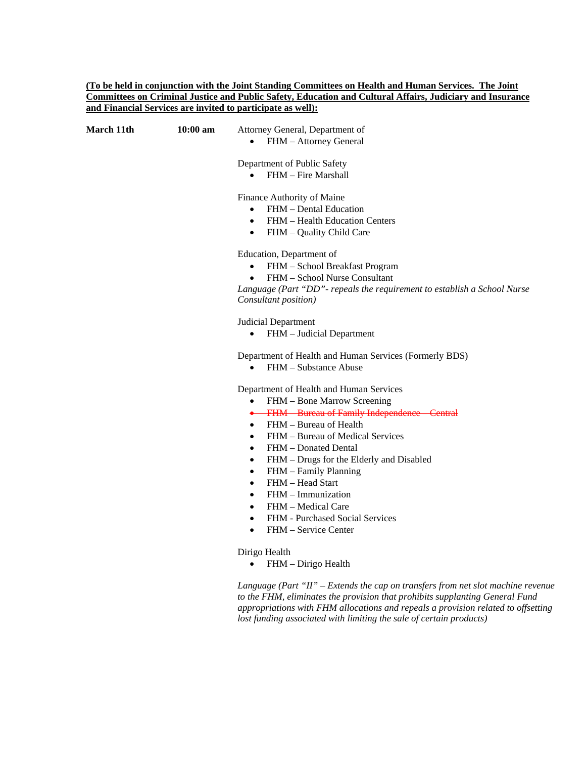**(To be held in conjunction with the Joint Standing Committees on Health and Human Services. The Joint Committees on Criminal Justice and Public Safety, Education and Cultural Affairs, Judiciary and Insurance and Financial Services are invited to participate as well):**

**March 11th** **10:00 am**

Attorney General, Department of
- FHM – Attorney General

Department of Public Safety
- FHM – Fire Marshall

Finance Authority of Maine
- FHM – Dental Education
- FHM – Health Education Centers
- FHM – Quality Child Care

Education, Department of
- FHM – School Breakfast Program
- FHM – School Nurse Consultant

*Language (Part "DD"- repeals the requirement to establish a School Nurse Consultant position)*

Judicial Department
- FHM – Judicial Department

Department of Health and Human Services (Formerly BDS)
- FHM – Substance Abuse

Department of Health and Human Services
- FHM – Bone Marrow Screening
- ~~FHM – Bureau of Family Independence – Central~~
- FHM – Bureau of Health
- FHM – Bureau of Medical Services
- FHM – Donated Dental
- FHM – Drugs for the Elderly and Disabled
- FHM – Family Planning
- FHM – Head Start
- FHM – Immunization
- FHM – Medical Care
- FHM - Purchased Social Services
- FHM – Service Center

Dirigo Health
- FHM – Dirigo Health

*Language (Part "II" – Extends the cap on transfers from net slot machine revenue to the FHM, eliminates the provision that prohibits supplanting General Fund appropriations with FHM allocations and repeals a provision related to offsetting lost funding associated with limiting the sale of certain products)*